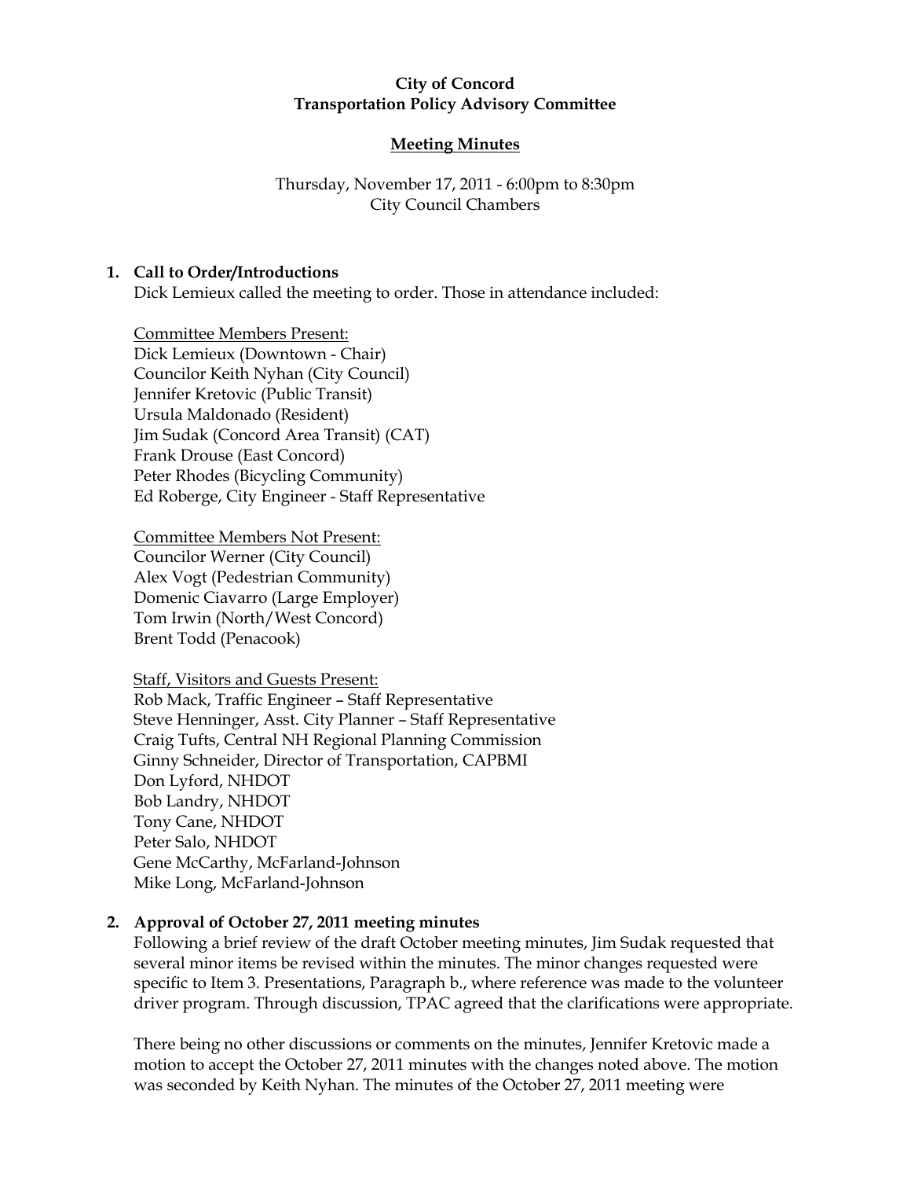**City of Concord**
**Transportation Policy Advisory Committee**

**Meeting Minutes**

Thursday, November 17, 2011 - 6:00pm to 8:30pm
City Council Chambers

## 1. Call to Order/Introductions

Dick Lemieux called the meeting to order. Those in attendance included:

Committee Members Present:
Dick Lemieux (Downtown - Chair)
Councilor Keith Nyhan (City Council)
Jennifer Kretovic (Public Transit)
Ursula Maldonado (Resident)
Jim Sudak (Concord Area Transit) (CAT)
Frank Drouse (East Concord)
Peter Rhodes (Bicycling Community)
Ed Roberge, City Engineer - Staff Representative

Committee Members Not Present:
Councilor Werner (City Council)
Alex Vogt (Pedestrian Community)
Domenic Ciavarro (Large Employer)
Tom Irwin (North/West Concord)
Brent Todd (Penacook)

Staff, Visitors and Guests Present:
Rob Mack, Traffic Engineer – Staff Representative
Steve Henninger, Asst. City Planner – Staff Representative
Craig Tufts, Central NH Regional Planning Commission
Ginny Schneider, Director of Transportation, CAPBMI
Don Lyford, NHDOT
Bob Landry, NHDOT
Tony Cane, NHDOT
Peter Salo, NHDOT
Gene McCarthy, McFarland-Johnson
Mike Long, McFarland-Johnson

## 2. Approval of October 27, 2011 meeting minutes

Following a brief review of the draft October meeting minutes, Jim Sudak requested that several minor items be revised within the minutes. The minor changes requested were specific to Item 3. Presentations, Paragraph b., where reference was made to the volunteer driver program. Through discussion, TPAC agreed that the clarifications were appropriate.

There being no other discussions or comments on the minutes, Jennifer Kretovic made a motion to accept the October 27, 2011 minutes with the changes noted above. The motion was seconded by Keith Nyhan. The minutes of the October 27, 2011 meeting were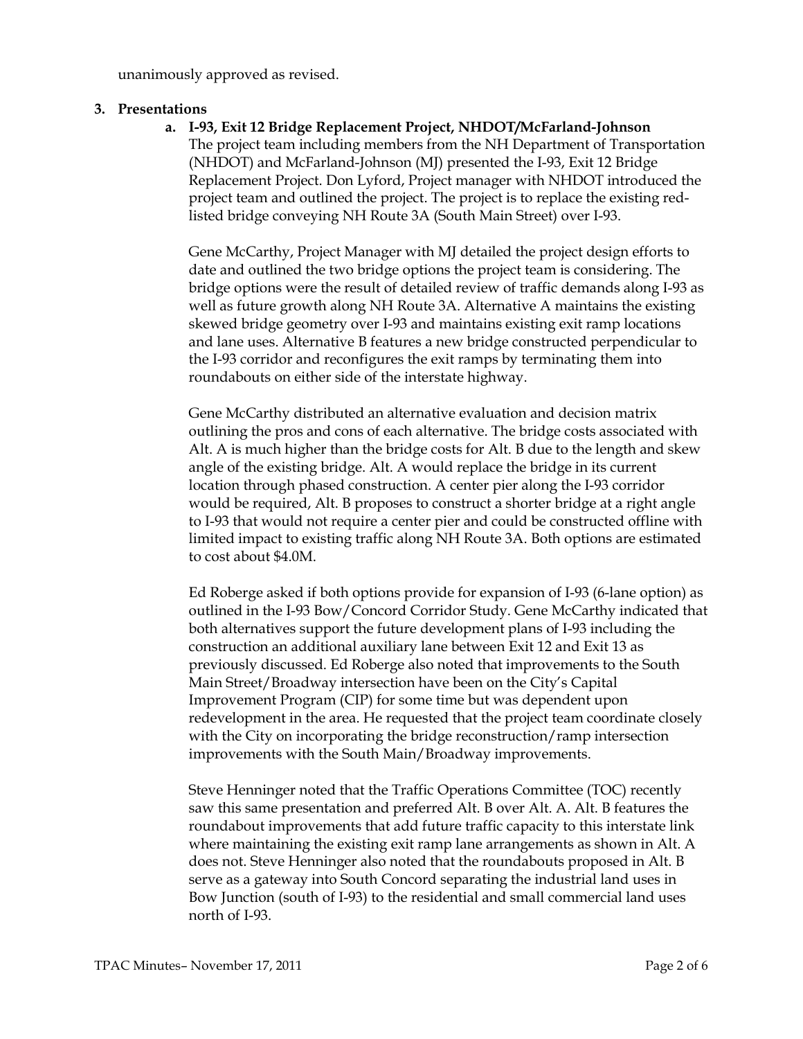unanimously approved as revised.

3. **Presentations**

   a. **I-93, Exit 12 Bridge Replacement Project, NHDOT/McFarland-Johnson**

   The project team including members from the NH Department of Transportation (NHDOT) and McFarland-Johnson (MJ) presented the I-93, Exit 12 Bridge Replacement Project. Don Lyford, Project manager with NHDOT introduced the project team and outlined the project. The project is to replace the existing red-listed bridge conveying NH Route 3A (South Main Street) over I-93.

   Gene McCarthy, Project Manager with MJ detailed the project design efforts to date and outlined the two bridge options the project team is considering. The bridge options were the result of detailed review of traffic demands along I-93 as well as future growth along NH Route 3A. Alternative A maintains the existing skewed bridge geometry over I-93 and maintains existing exit ramp locations and lane uses. Alternative B features a new bridge constructed perpendicular to the I-93 corridor and reconfigures the exit ramps by terminating them into roundabouts on either side of the interstate highway.

   Gene McCarthy distributed an alternative evaluation and decision matrix outlining the pros and cons of each alternative. The bridge costs associated with Alt. A is much higher than the bridge costs for Alt. B due to the length and skew angle of the existing bridge. Alt. A would replace the bridge in its current location through phased construction. A center pier along the I-93 corridor would be required, Alt. B proposes to construct a shorter bridge at a right angle to I-93 that would not require a center pier and could be constructed offline with limited impact to existing traffic along NH Route 3A. Both options are estimated to cost about $4.0M.

   Ed Roberge asked if both options provide for expansion of I-93 (6-lane option) as outlined in the I-93 Bow/Concord Corridor Study. Gene McCarthy indicated that both alternatives support the future development plans of I-93 including the construction an additional auxiliary lane between Exit 12 and Exit 13 as previously discussed. Ed Roberge also noted that improvements to the South Main Street/Broadway intersection have been on the City's Capital Improvement Program (CIP) for some time but was dependent upon redevelopment in the area. He requested that the project team coordinate closely with the City on incorporating the bridge reconstruction/ramp intersection improvements with the South Main/Broadway improvements.

   Steve Henninger noted that the Traffic Operations Committee (TOC) recently saw this same presentation and preferred Alt. B over Alt. A. Alt. B features the roundabout improvements that add future traffic capacity to this interstate link where maintaining the existing exit ramp lane arrangements as shown in Alt. A does not. Steve Henninger also noted that the roundabouts proposed in Alt. B serve as a gateway into South Concord separating the industrial land uses in Bow Junction (south of I-93) to the residential and small commercial land uses north of I-93.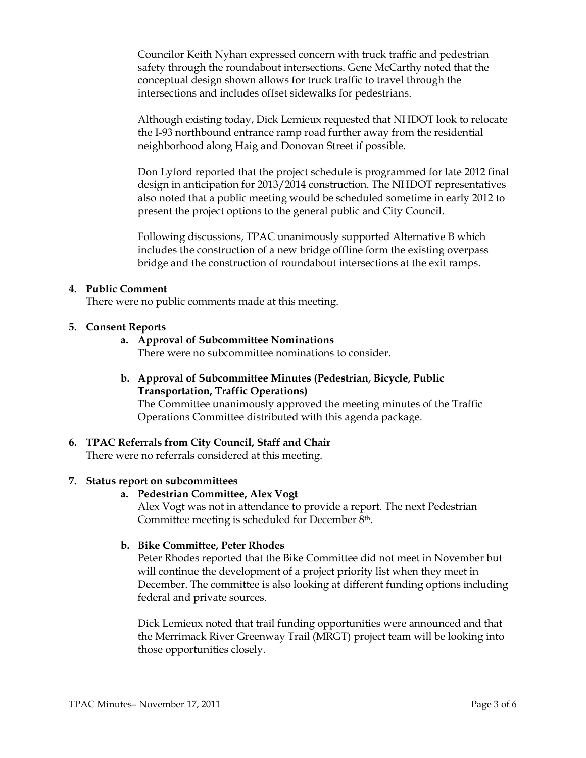Councilor Keith Nyhan expressed concern with truck traffic and pedestrian safety through the roundabout intersections. Gene McCarthy noted that the conceptual design shown allows for truck traffic to travel through the intersections and includes offset sidewalks for pedestrians.

Although existing today, Dick Lemieux requested that NHDOT look to relocate the I-93 northbound entrance ramp road further away from the residential neighborhood along Haig and Donovan Street if possible.

Don Lyford reported that the project schedule is programmed for late 2012 final design in anticipation for 2013/2014 construction. The NHDOT representatives also noted that a public meeting would be scheduled sometime in early 2012 to present the project options to the general public and City Council.

Following discussions, TPAC unanimously supported Alternative B which includes the construction of a new bridge offline form the existing overpass bridge and the construction of roundabout intersections at the exit ramps.

**4. Public Comment**

There were no public comments made at this meeting.

**5. Consent Reports**

**a. Approval of Subcommittee Nominations**

There were no subcommittee nominations to consider.

**b. Approval of Subcommittee Minutes (Pedestrian, Bicycle, Public Transportation, Traffic Operations)**

The Committee unanimously approved the meeting minutes of the Traffic Operations Committee distributed with this agenda package.

**6. TPAC Referrals from City Council, Staff and Chair**

There were no referrals considered at this meeting.

**7. Status report on subcommittees**

**a. Pedestrian Committee, Alex Vogt**

Alex Vogt was not in attendance to provide a report. The next Pedestrian Committee meeting is scheduled for December 8th.

**b. Bike Committee, Peter Rhodes**

Peter Rhodes reported that the Bike Committee did not meet in November but will continue the development of a project priority list when they meet in December. The committee is also looking at different funding options including federal and private sources.

Dick Lemieux noted that trail funding opportunities were announced and that the Merrimack River Greenway Trail (MRGT) project team will be looking into those opportunities closely.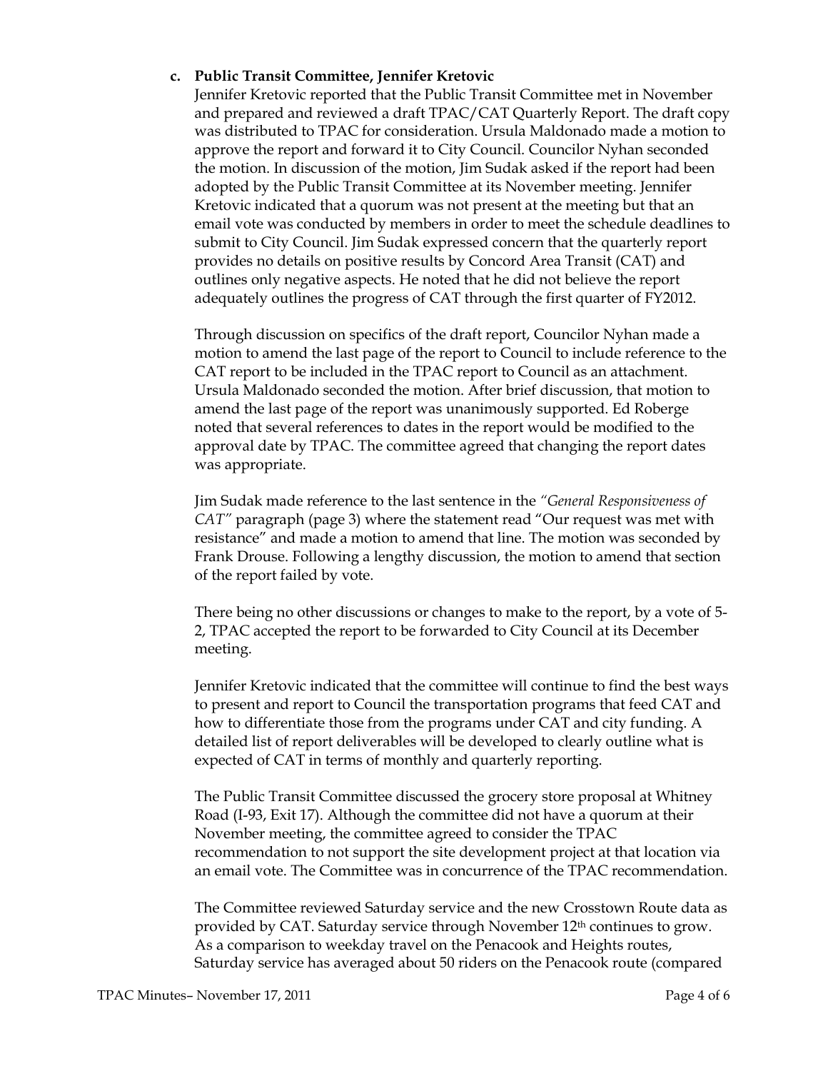**c. Public Transit Committee, Jennifer Kretovic**

Jennifer Kretovic reported that the Public Transit Committee met in November and prepared and reviewed a draft TPAC/CAT Quarterly Report. The draft copy was distributed to TPAC for consideration. Ursula Maldonado made a motion to approve the report and forward it to City Council. Councilor Nyhan seconded the motion. In discussion of the motion, Jim Sudak asked if the report had been adopted by the Public Transit Committee at its November meeting. Jennifer Kretovic indicated that a quorum was not present at the meeting but that an email vote was conducted by members in order to meet the schedule deadlines to submit to City Council. Jim Sudak expressed concern that the quarterly report provides no details on positive results by Concord Area Transit (CAT) and outlines only negative aspects. He noted that he did not believe the report adequately outlines the progress of CAT through the first quarter of FY2012.

Through discussion on specifics of the draft report, Councilor Nyhan made a motion to amend the last page of the report to Council to include reference to the CAT report to be included in the TPAC report to Council as an attachment. Ursula Maldonado seconded the motion. After brief discussion, that motion to amend the last page of the report was unanimously supported. Ed Roberge noted that several references to dates in the report would be modified to the approval date by TPAC. The committee agreed that changing the report dates was appropriate.

Jim Sudak made reference to the last sentence in the *"General Responsiveness of CAT"* paragraph (page 3) where the statement read "Our request was met with resistance" and made a motion to amend that line. The motion was seconded by Frank Drouse. Following a lengthy discussion, the motion to amend that section of the report failed by vote.

There being no other discussions or changes to make to the report, by a vote of 5-2, TPAC accepted the report to be forwarded to City Council at its December meeting.

Jennifer Kretovic indicated that the committee will continue to find the best ways to present and report to Council the transportation programs that feed CAT and how to differentiate those from the programs under CAT and city funding. A detailed list of report deliverables will be developed to clearly outline what is expected of CAT in terms of monthly and quarterly reporting.

The Public Transit Committee discussed the grocery store proposal at Whitney Road (I-93, Exit 17). Although the committee did not have a quorum at their November meeting, the committee agreed to consider the TPAC recommendation to not support the site development project at that location via an email vote. The Committee was in concurrence of the TPAC recommendation.

The Committee reviewed Saturday service and the new Crosstown Route data as provided by CAT. Saturday service through November 12th continues to grow. As a comparison to weekday travel on the Penacook and Heights routes, Saturday service has averaged about 50 riders on the Penacook route (compared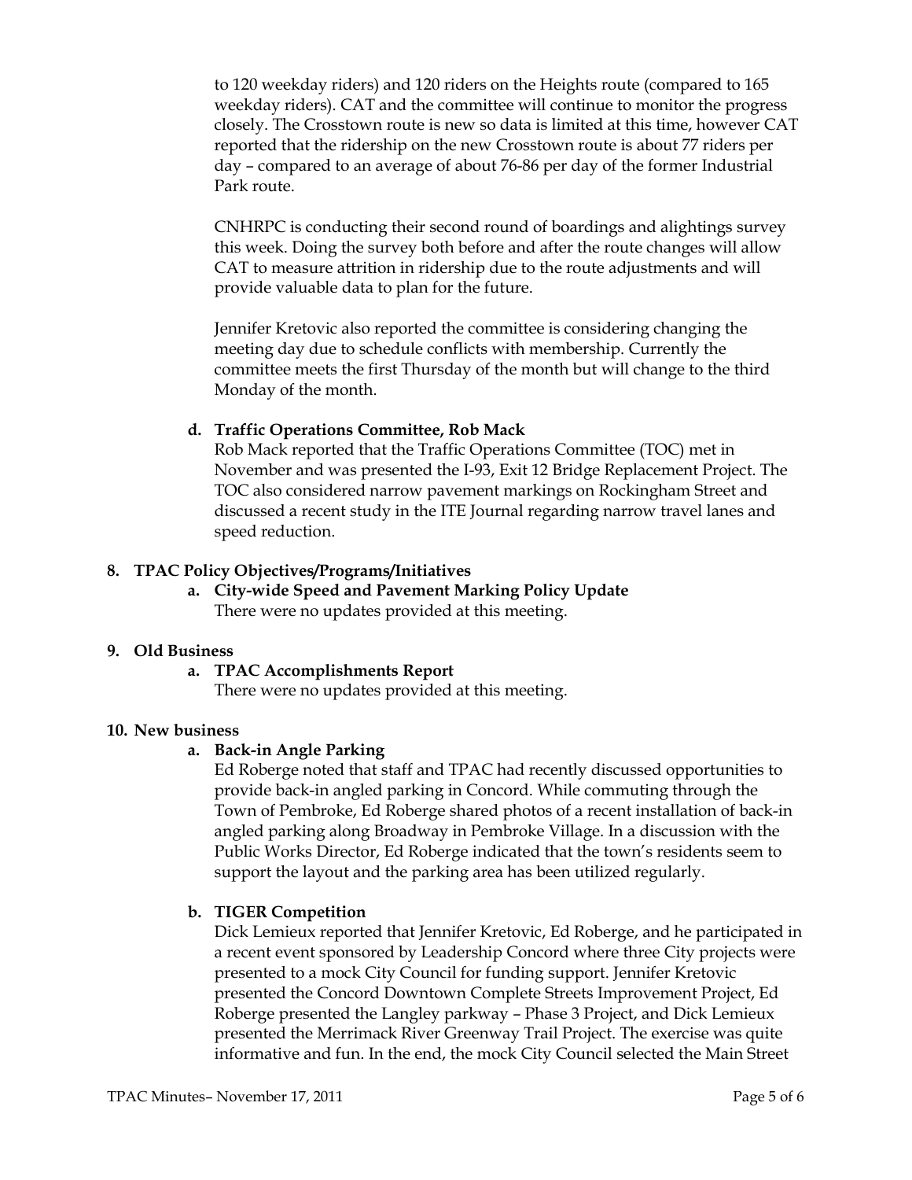to 120 weekday riders) and 120 riders on the Heights route (compared to 165 weekday riders). CAT and the committee will continue to monitor the progress closely. The Crosstown route is new so data is limited at this time, however CAT reported that the ridership on the new Crosstown route is about 77 riders per day – compared to an average of about 76-86 per day of the former Industrial Park route.

CNHRPC is conducting their second round of boardings and alightings survey this week. Doing the survey both before and after the route changes will allow CAT to measure attrition in ridership due to the route adjustments and will provide valuable data to plan for the future.

Jennifer Kretovic also reported the committee is considering changing the meeting day due to schedule conflicts with membership. Currently the committee meets the first Thursday of the month but will change to the third Monday of the month.

**d. Traffic Operations Committee, Rob Mack**

Rob Mack reported that the Traffic Operations Committee (TOC) met in November and was presented the I-93, Exit 12 Bridge Replacement Project. The TOC also considered narrow pavement markings on Rockingham Street and discussed a recent study in the ITE Journal regarding narrow travel lanes and speed reduction.

**8. TPAC Policy Objectives/Programs/Initiatives**

**a. City-wide Speed and Pavement Marking Policy Update**

There were no updates provided at this meeting.

**9. Old Business**

**a. TPAC Accomplishments Report**

There were no updates provided at this meeting.

**10. New business**

**a. Back-in Angle Parking**

Ed Roberge noted that staff and TPAC had recently discussed opportunities to provide back-in angled parking in Concord. While commuting through the Town of Pembroke, Ed Roberge shared photos of a recent installation of back-in angled parking along Broadway in Pembroke Village. In a discussion with the Public Works Director, Ed Roberge indicated that the town's residents seem to support the layout and the parking area has been utilized regularly.

**b. TIGER Competition**

Dick Lemieux reported that Jennifer Kretovic, Ed Roberge, and he participated in a recent event sponsored by Leadership Concord where three City projects were presented to a mock City Council for funding support. Jennifer Kretovic presented the Concord Downtown Complete Streets Improvement Project, Ed Roberge presented the Langley parkway – Phase 3 Project, and Dick Lemieux presented the Merrimack River Greenway Trail Project. The exercise was quite informative and fun. In the end, the mock City Council selected the Main Street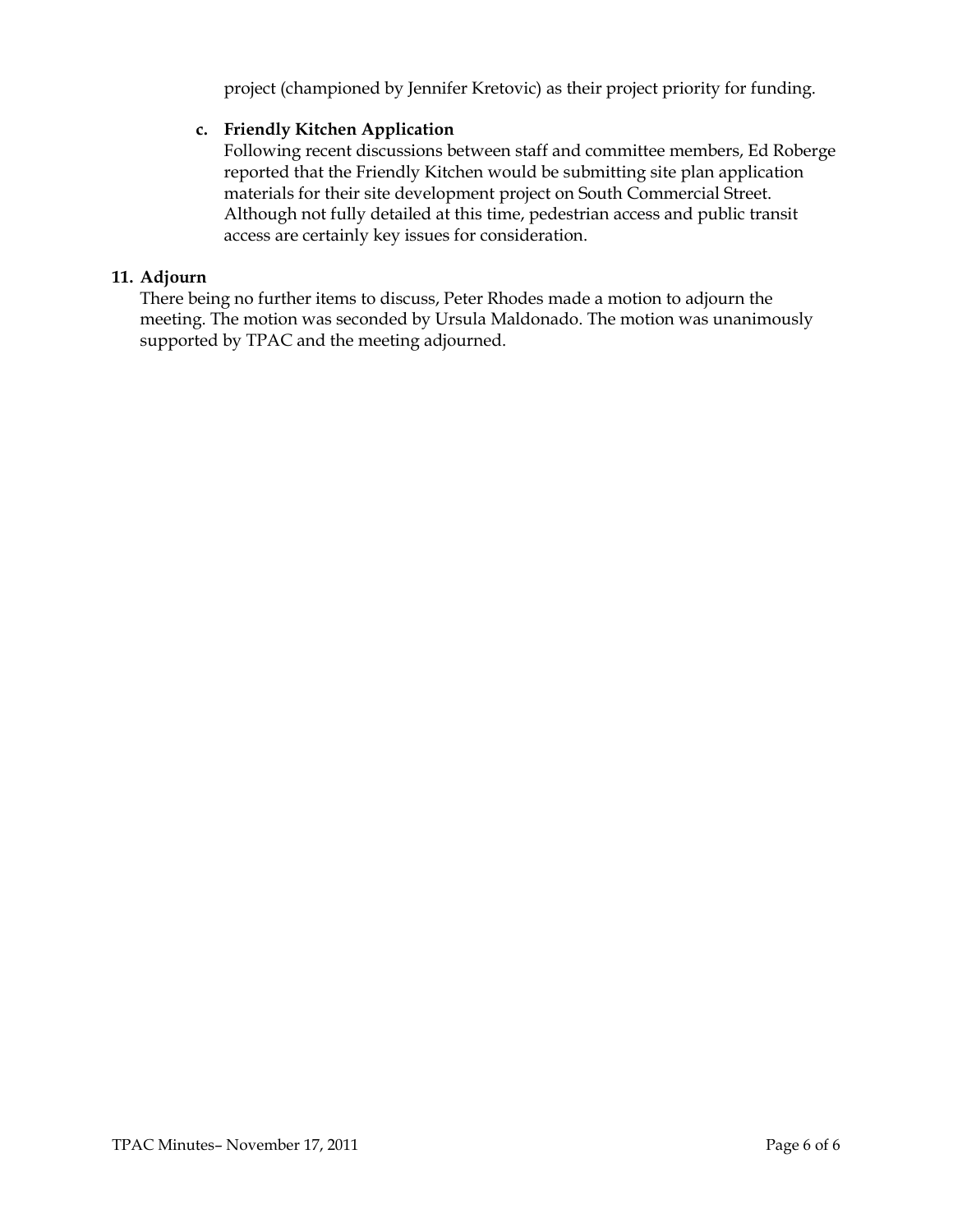project (championed by Jennifer Kretovic) as their project priority for funding.

**c. Friendly Kitchen Application**

Following recent discussions between staff and committee members, Ed Roberge reported that the Friendly Kitchen would be submitting site plan application materials for their site development project on South Commercial Street. Although not fully detailed at this time, pedestrian access and public transit access are certainly key issues for consideration.

**11. Adjourn**

There being no further items to discuss, Peter Rhodes made a motion to adjourn the meeting. The motion was seconded by Ursula Maldonado. The motion was unanimously supported by TPAC and the meeting adjourned.